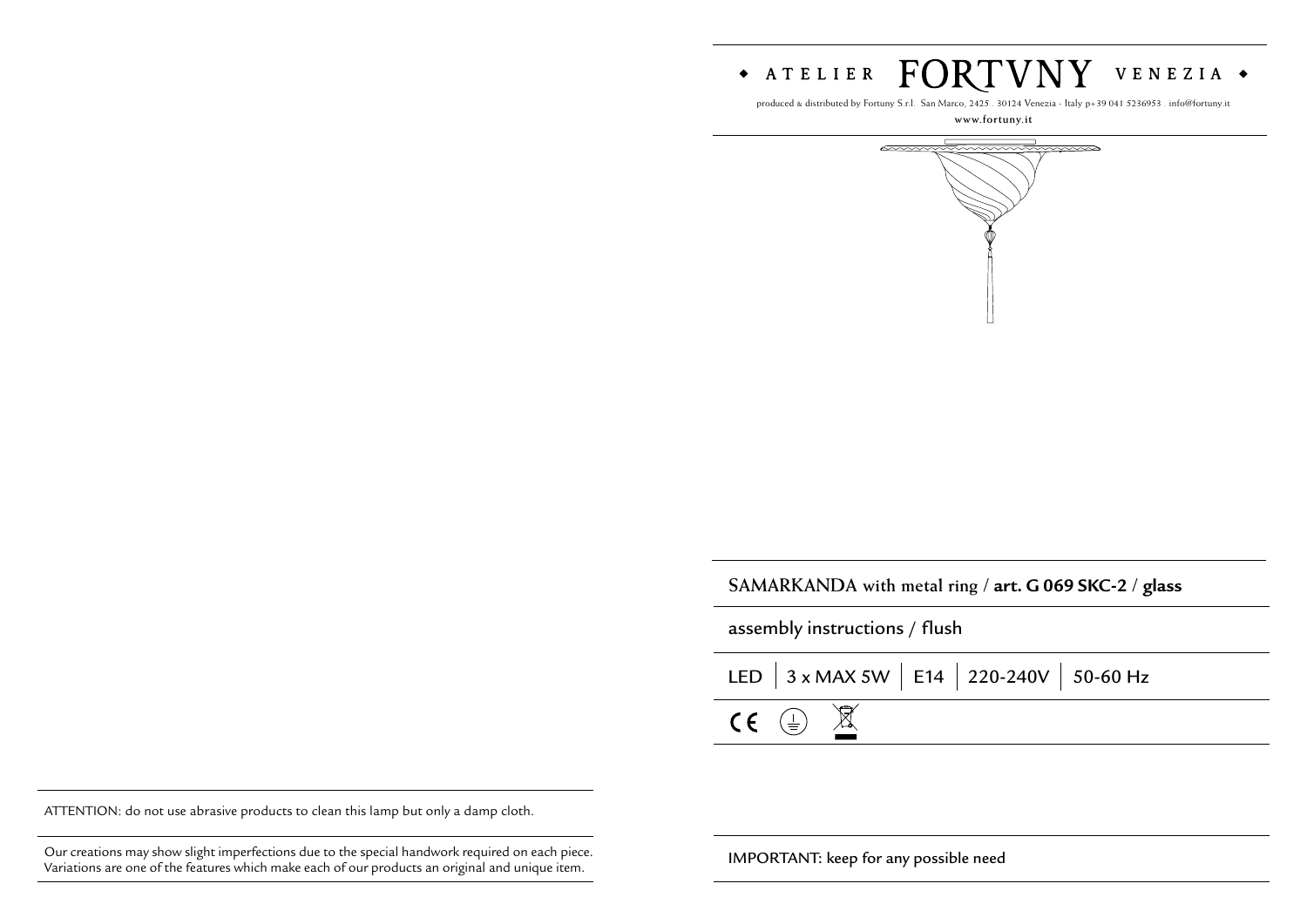◆ ATELIER **FORTVNY** VENEZIA ◆

produced & distributed by Fortuny S.r.l. San Marco, 2425 . 30124 Venezia - Italy p+39 041 5236953 . info@fortuny.it

www.fortuny.it

SAMARKANDA with metal ring / **art. G 069 SKC-2** / **glass**

assembly instructions / flush

LED | 3 x MAX 5W | E14 | 220-240V | 50-60 Hz

CE

ATTENTION: do not use abrasive products to clean this lamp but only a damp cloth.

Our creations may show slight imperfections due to the special handwork required on each piece. Variations are one of the features which make each of our products an original and unique item.

IMPORTANT: keep for any possible need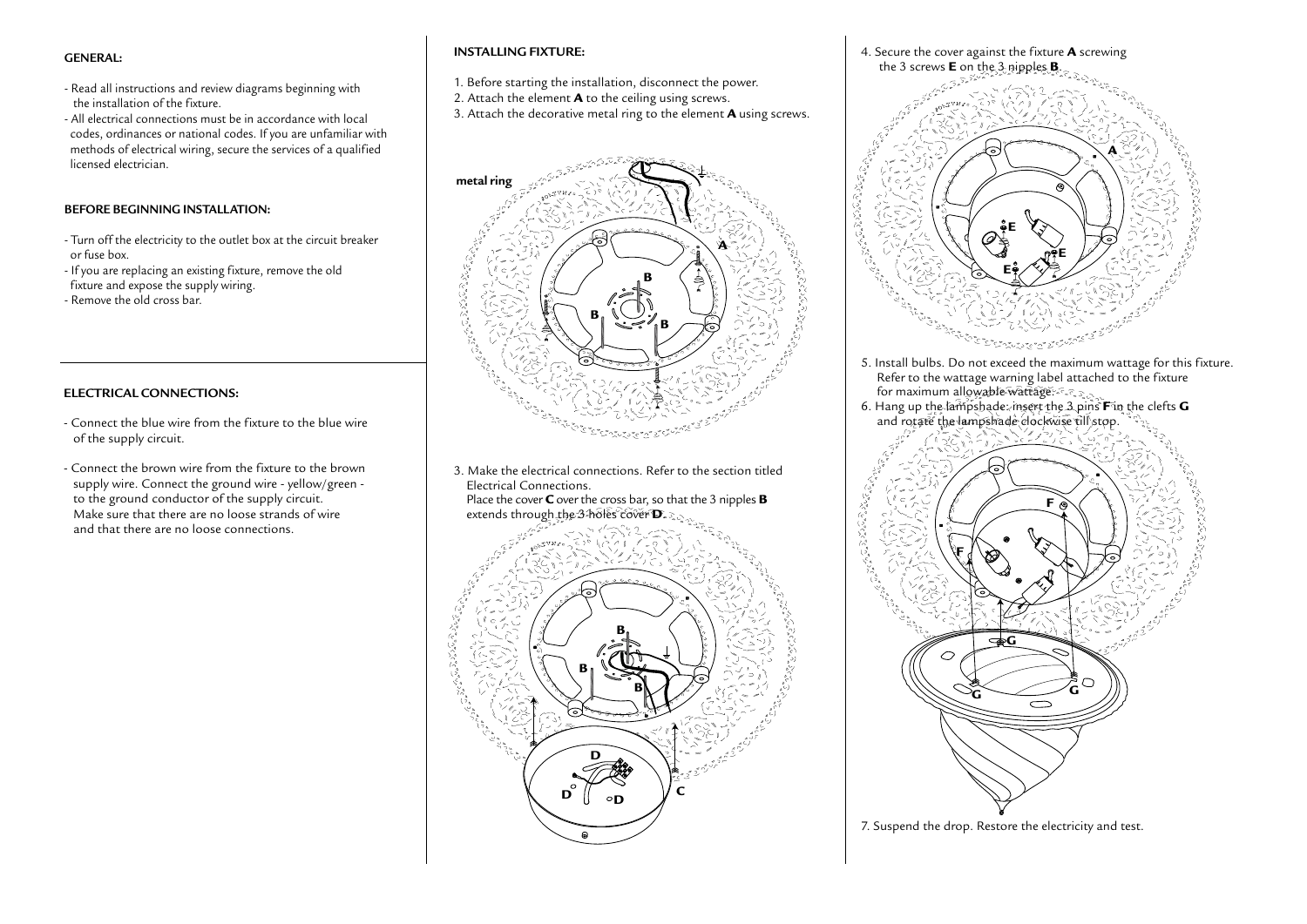### GENERAL:

- Read all instructions and review diagrams beginning with the installation of the fixture.
- All electrical connections must be in accordance with local codes, ordinances or national codes. If you are unfamiliar with methods of electrical wiring, secure the services of a qualified licensed electrician.

### BEFORE BEGINNING INSTALLATION:

- Turn off the electricity to the outlet box at the circuit breaker or fuse box.
- If you are replacing an existing fixture, remove the old fixture and expose the supply wiring.
- Remove the old cross bar.

### ELECTRICAL CONNECTIONS:

- Connect the blue wire from the fixture to the blue wire of the supply circuit.
- Connect the brown wire from the fixture to the brown supply wire. Connect the ground wire - yellow/green - to the ground conductor of the supply circuit. Make sure that there are no loose strands of wire and that there are no loose connections.

### INSTALLING FIXTURE:

1. Before starting the installation, disconnect the power.
2. Attach the element **A** to the ceiling using screws.
3. Attach the decorative metal ring to the element **A** using screws.

**metal ring**

A

B

B

B

3. Make the electrical connections. Refer to the section titled Electrical Connections.
   Place the cover **C** over the cross bar, so that the 3 nipples **B** extends through the 3 holes cover **D**.

B

B

B

D

D

D

C

4. Secure the cover against the fixture **A** screwing the 3 screws **E** on the 3 nipples **B**.

A

E

E

E

5. Install bulbs. Do not exceed the maximum wattage for this fixture. Refer to the wattage warning label attached to the fixture for maximum allowable wattage.
6. Hang up the lampshade: insert the 3 pins **F** in the clefts **G** and rotate the lampshade clockwise till stop.

F

F

G

G

G

7. Suspend the drop. Restore the electricity and test.